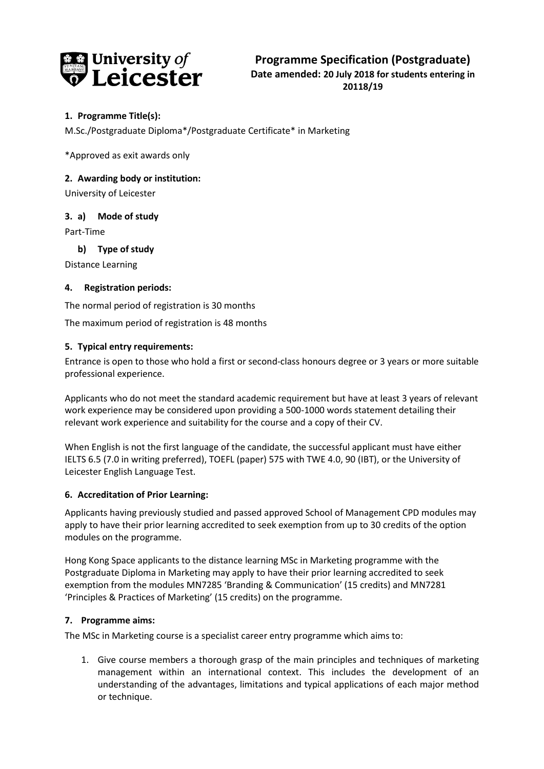# Programme Specification (Postgraduate)

**Date amended: 20 July 2018 for students entering in 20118/19**

## 1. Programme Title(s):

M.Sc./Postgraduate Diploma*/Postgraduate Certificate* in Marketing

*Approved as exit awards only

## 2. Awarding body or institution:

University of Leicester

## 3. a) Mode of study

Part-Time

### b) Type of study

Distance Learning

## 4. Registration periods:

The normal period of registration is 30 months

The maximum period of registration is 48 months

## 5. Typical entry requirements:

Entrance is open to those who hold a first or second-class honours degree or 3 years or more suitable professional experience.

Applicants who do not meet the standard academic requirement but have at least 3 years of relevant work experience may be considered upon providing a 500-1000 words statement detailing their relevant work experience and suitability for the course and a copy of their CV.

When English is not the first language of the candidate, the successful applicant must have either IELTS 6.5 (7.0 in writing preferred), TOEFL (paper) 575 with TWE 4.0, 90 (IBT), or the University of Leicester English Language Test.

## 6. Accreditation of Prior Learning:

Applicants having previously studied and passed approved School of Management CPD modules may apply to have their prior learning accredited to seek exemption from up to 30 credits of the option modules on the programme.

Hong Kong Space applicants to the distance learning MSc in Marketing programme with the Postgraduate Diploma in Marketing may apply to have their prior learning accredited to seek exemption from the modules MN7285 'Branding & Communication' (15 credits) and MN7281 'Principles & Practices of Marketing' (15 credits) on the programme.

## 7. Programme aims:

The MSc in Marketing course is a specialist career entry programme which aims to:

1. Give course members a thorough grasp of the main principles and techniques of marketing management within an international context. This includes the development of an understanding of the advantages, limitations and typical applications of each major method or technique.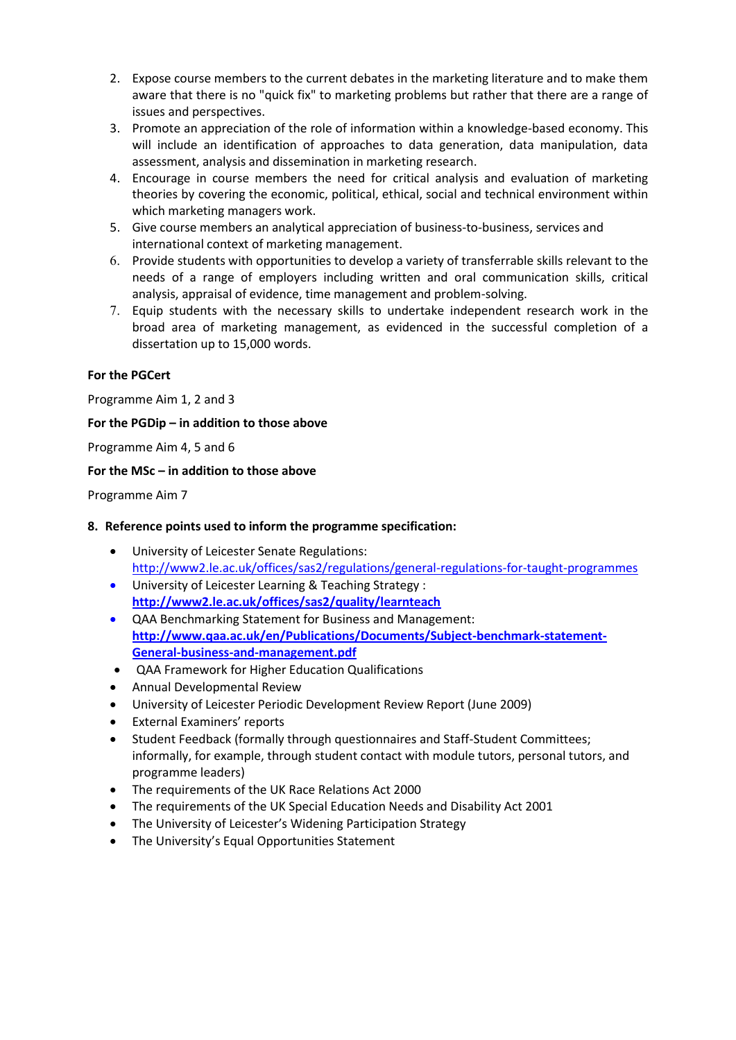2. Expose course members to the current debates in the marketing literature and to make them aware that there is no "quick fix" to marketing problems but rather that there are a range of issues and perspectives.
3. Promote an appreciation of the role of information within a knowledge-based economy. This will include an identification of approaches to data generation, data manipulation, data assessment, analysis and dissemination in marketing research.
4. Encourage in course members the need for critical analysis and evaluation of marketing theories by covering the economic, political, ethical, social and technical environment within which marketing managers work.
5. Give course members an analytical appreciation of business-to-business, services and international context of marketing management.
6. Provide students with opportunities to develop a variety of transferrable skills relevant to the needs of a range of employers including written and oral communication skills, critical analysis, appraisal of evidence, time management and problem-solving.
7. Equip students with the necessary skills to undertake independent research work in the broad area of marketing management, as evidenced in the successful completion of a dissertation up to 15,000 words.

**For the PGCert**

Programme Aim 1, 2 and 3

**For the PGDip – in addition to those above**

Programme Aim 4, 5 and 6

**For the MSc – in addition to those above**

Programme Aim 7

**8. Reference points used to inform the programme specification:**

- University of Leicester Senate Regulations: http://www2.le.ac.uk/offices/sas2/regulations/general-regulations-for-taught-programmes
- University of Leicester Learning & Teaching Strategy : **http://www2.le.ac.uk/offices/sas2/quality/learnteach**
- QAA Benchmarking Statement for Business and Management: **http://www.qaa.ac.uk/en/Publications/Documents/Subject-benchmark-statement-General-business-and-management.pdf**
- QAA Framework for Higher Education Qualifications
- Annual Developmental Review
- University of Leicester Periodic Development Review Report (June 2009)
- External Examiners' reports
- Student Feedback (formally through questionnaires and Staff-Student Committees; informally, for example, through student contact with module tutors, personal tutors, and programme leaders)
- The requirements of the UK Race Relations Act 2000
- The requirements of the UK Special Education Needs and Disability Act 2001
- The University of Leicester's Widening Participation Strategy
- The University's Equal Opportunities Statement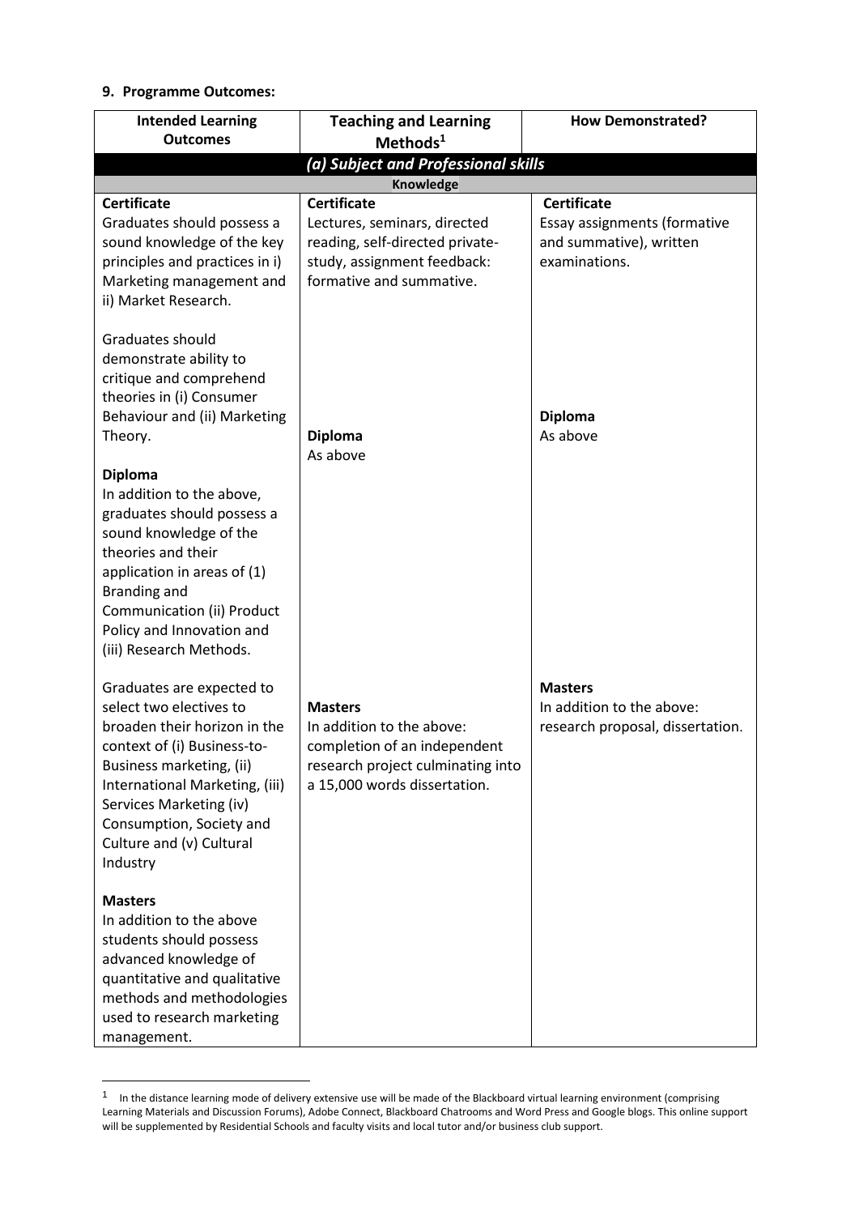**9. Programme Outcomes:**

| Intended Learning Outcomes | Teaching and Learning Methods[1] | How Demonstrated? |
|---|---|---|
| ***(a) Subject and Professional skills*** | | |
| **Knowledge** | | |
| **Certificate**<br>Graduates should possess a sound knowledge of the key principles and practices in i) Marketing management and ii) Market Research.<br><br>Graduates should demonstrate ability to critique and comprehend theories in (i) Consumer Behaviour and (ii) Marketing Theory.<br><br>**Diploma**<br>In addition to the above, graduates should possess a sound knowledge of the theories and their application in areas of (1) Branding and Communication (ii) Product Policy and Innovation and (iii) Research Methods.<br><br>Graduates are expected to select two electives to broaden their horizon in the context of (i) Business-to-Business marketing, (ii) International Marketing, (iii) Services Marketing (iv) Consumption, Society and Culture and (v) Cultural Industry<br><br>**Masters**<br>In addition to the above students should possess advanced knowledge of quantitative and qualitative methods and methodologies used to research marketing management. | **Certificate**<br>Lectures, seminars, directed reading, self-directed private-study, assignment feedback: formative and summative.<br><br>**Diploma**<br>As above<br><br>**Masters**<br>In addition to the above: completion of an independent research project culminating into a 15,000 words dissertation. | **Certificate**<br>Essay assignments (formative and summative), written examinations.<br><br>**Diploma**<br>As above<br><br>**Masters**<br>In addition to the above: research proposal, dissertation. |

[1] In the distance learning mode of delivery extensive use will be made of the Blackboard virtual learning environment (comprising Learning Materials and Discussion Forums), Adobe Connect, Blackboard Chatrooms and Word Press and Google blogs. This online support will be supplemented by Residential Schools and faculty visits and local tutor and/or business club support.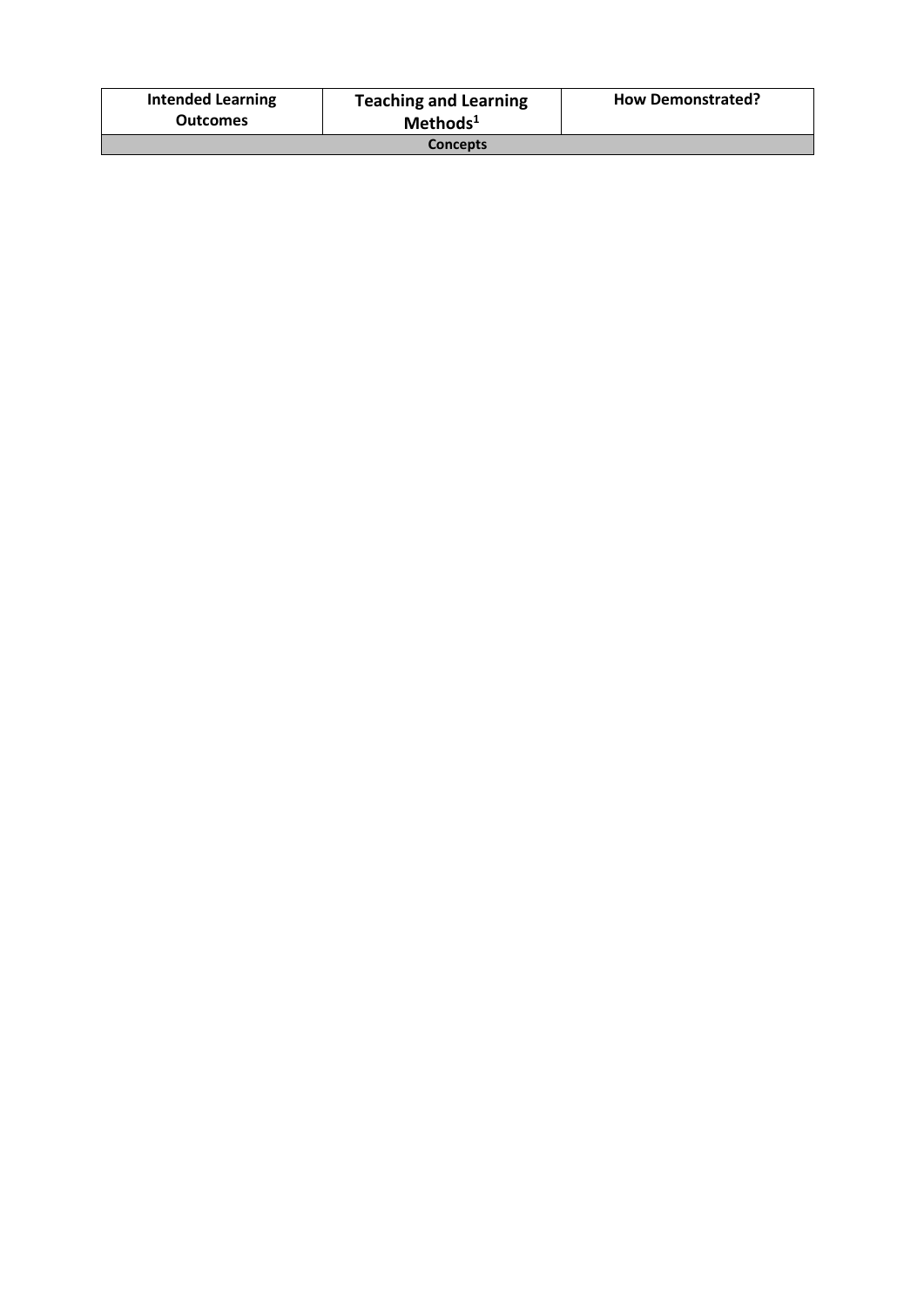| Intended Learning Outcomes | Teaching and Learning Methods[1] | How Demonstrated? |
| --- | --- | --- |
| **Concepts** | | |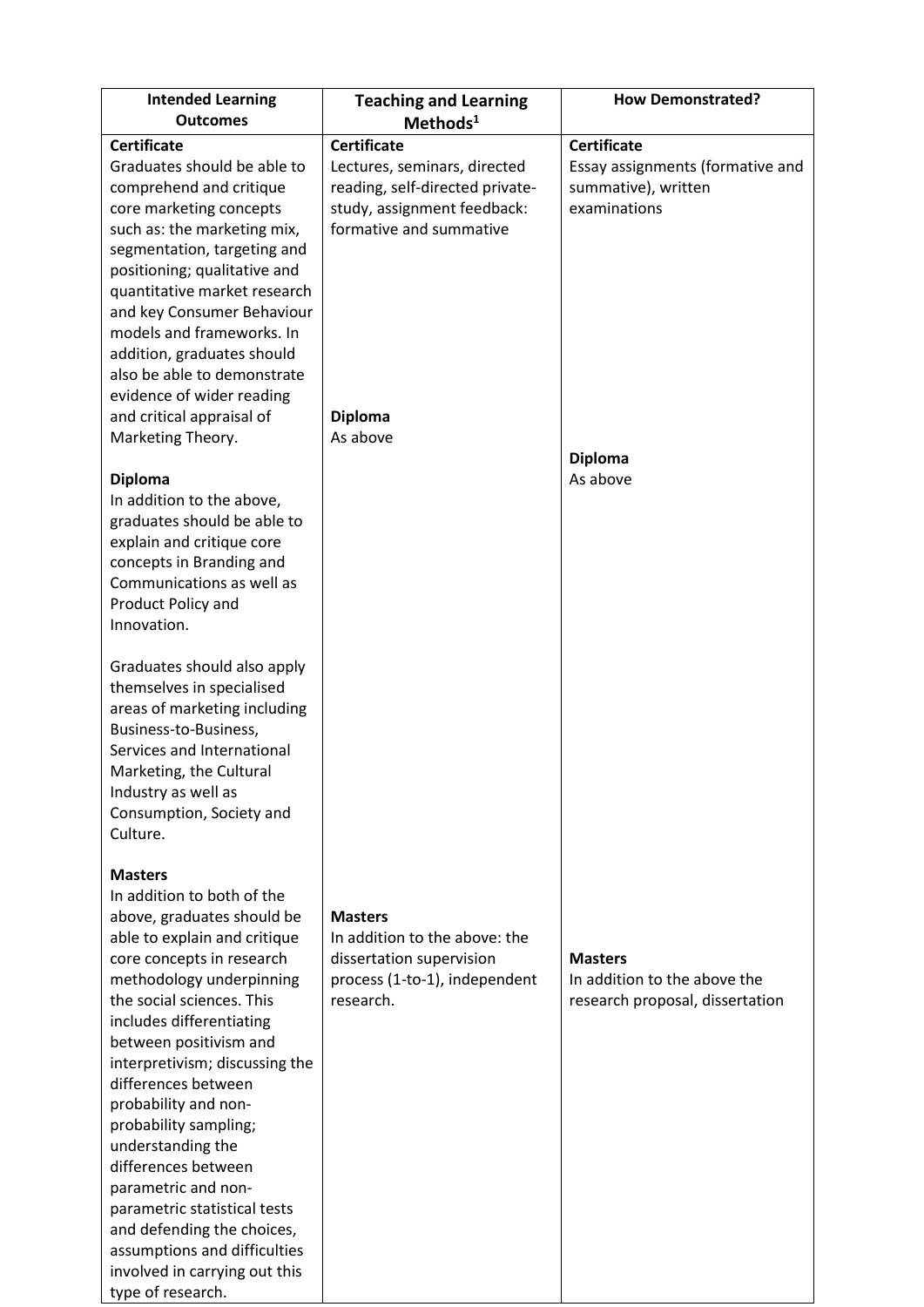| Intended Learning Outcomes | Teaching and Learning Methods[1] | How Demonstrated? |
|---|---|---|
| **Certificate**<br>Graduates should be able to comprehend and critique core marketing concepts such as: the marketing mix, segmentation, targeting and positioning; qualitative and quantitative market research and key Consumer Behaviour models and frameworks. In addition, graduates should also be able to demonstrate evidence of wider reading and critical appraisal of Marketing Theory. | **Certificate**<br>Lectures, seminars, directed reading, self-directed private-study, assignment feedback: formative and summative | **Certificate**<br>Essay assignments (formative and summative), written examinations |
| **Diploma**<br>In addition to the above, graduates should be able to explain and critique core concepts in Branding and Communications as well as Product Policy and Innovation.<br><br>Graduates should also apply themselves in specialised areas of marketing including Business-to-Business, Services and International Marketing, the Cultural Industry as well as Consumption, Society and Culture. | **Diploma**<br>As above | **Diploma**<br>As above |
| **Masters**<br>In addition to both of the above, graduates should be able to explain and critique core concepts in research methodology underpinning the social sciences. This includes differentiating between positivism and interpretivism; discussing the differences between probability and non-probability sampling; understanding the differences between parametric and non-parametric statistical tests and defending the choices, assumptions and difficulties involved in carrying out this type of research. | **Masters**<br>In addition to the above: the dissertation supervision process (1-to-1), independent research. | **Masters**<br>In addition to the above the research proposal, dissertation |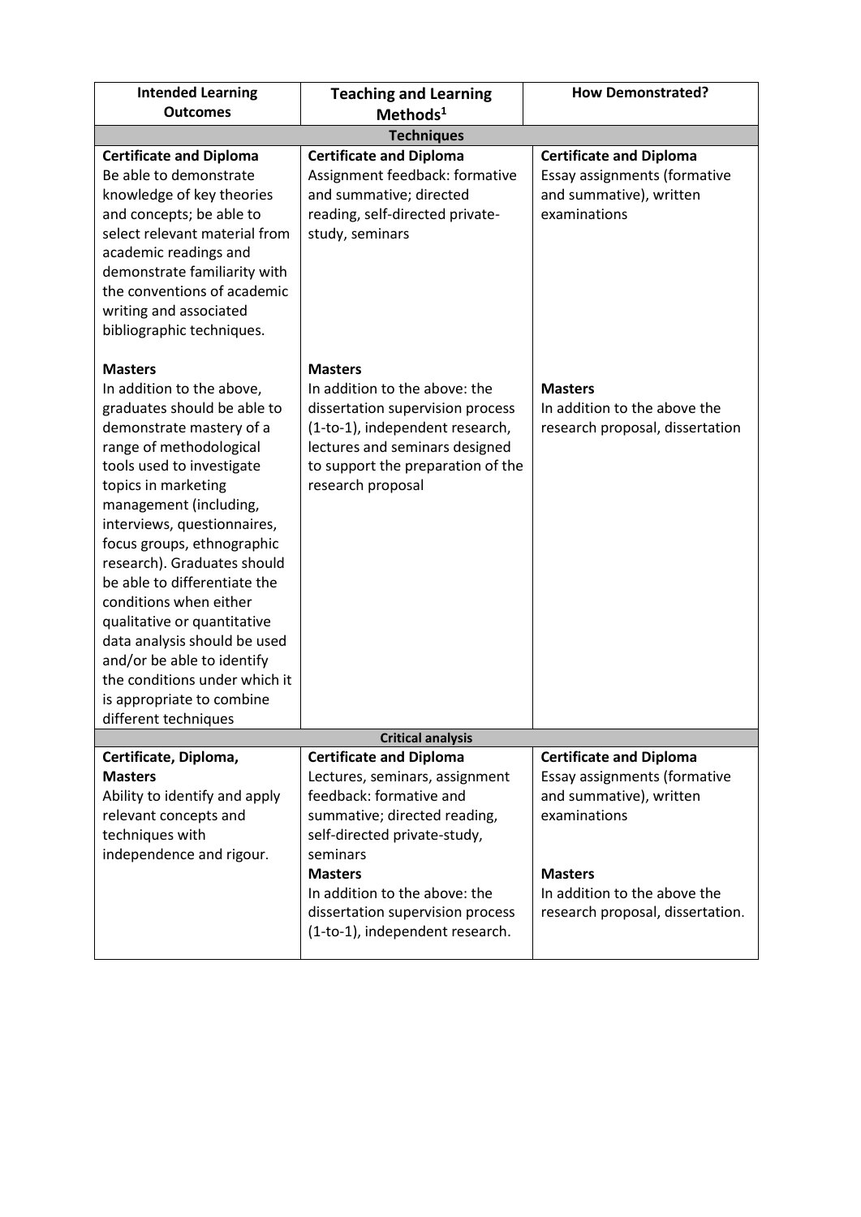| Intended Learning Outcomes | Teaching and Learning Methods[1] | How Demonstrated? |
|---|---|---|
| **Techniques** | | |
| **Certificate and Diploma**<br>Be able to demonstrate knowledge of key theories and concepts; be able to select relevant material from academic readings and demonstrate familiarity with the conventions of academic writing and associated bibliographic techniques.<br><br>**Masters**<br>In addition to the above, graduates should be able to demonstrate mastery of a range of methodological tools used to investigate topics in marketing management (including, interviews, questionnaires, focus groups, ethnographic research). Graduates should be able to differentiate the conditions when either qualitative or quantitative data analysis should be used and/or be able to identify the conditions under which it is appropriate to combine different techniques | **Certificate and Diploma**<br>Assignment feedback: formative and summative; directed reading, self-directed private-study, seminars<br><br>**Masters**<br>In addition to the above: the dissertation supervision process (1-to-1), independent research, lectures and seminars designed to support the preparation of the research proposal | **Certificate and Diploma**<br>Essay assignments (formative and summative), written examinations<br><br>**Masters**<br>In addition to the above the research proposal, dissertation |
| **Critical analysis** | | |
| **Certificate, Diploma, Masters**<br>Ability to identify and apply relevant concepts and techniques with independence and rigour. | **Certificate and Diploma**<br>Lectures, seminars, assignment feedback: formative and summative; directed reading, self-directed private-study, seminars<br>**Masters**<br>In addition to the above: the dissertation supervision process (1-to-1), independent research. | **Certificate and Diploma**<br>Essay assignments (formative and summative), written examinations<br><br>**Masters**<br>In addition to the above the research proposal, dissertation. |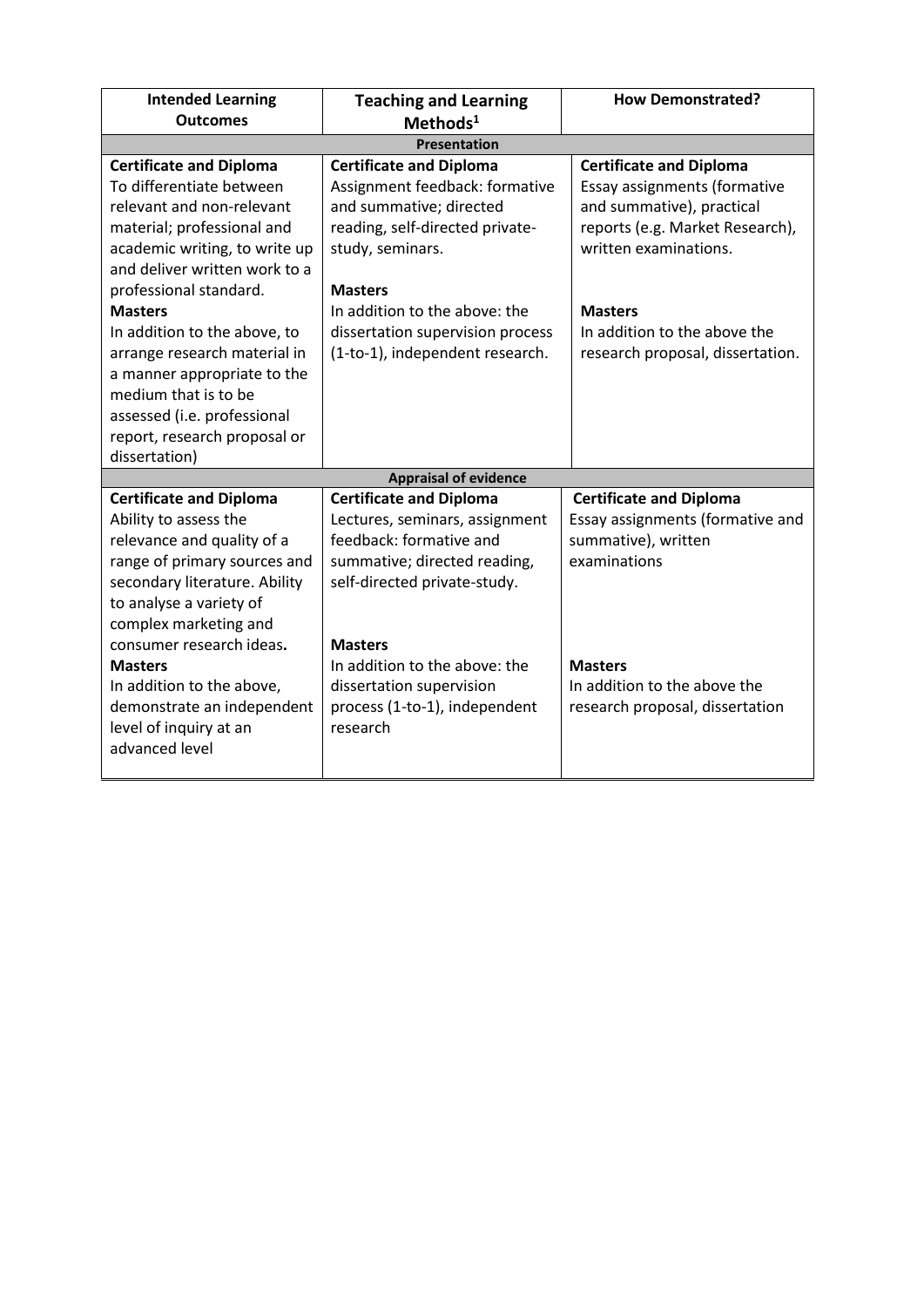| Intended Learning Outcomes | Teaching and Learning Methods[1] | How Demonstrated? |
|---|---|---|
| **Presentation** | | |
| **Certificate and Diploma**<br>To differentiate between relevant and non-relevant material; professional and academic writing, to write up and deliver written work to a professional standard.<br>**Masters**<br>In addition to the above, to arrange research material in a manner appropriate to the medium that is to be assessed (i.e. professional report, research proposal or dissertation) | **Certificate and Diploma**<br>Assignment feedback: formative and summative; directed reading, self-directed private-study, seminars.<br><br>**Masters**<br>In addition to the above: the dissertation supervision process (1-to-1), independent research. | **Certificate and Diploma**<br>Essay assignments (formative and summative), practical reports (e.g. Market Research), written examinations.<br><br>**Masters**<br>In addition to the above the research proposal, dissertation. |
| **Appraisal of evidence** | | |
| **Certificate and Diploma**<br>Ability to assess the relevance and quality of a range of primary sources and secondary literature. Ability to analyse a variety of complex marketing and consumer research ideas**.**<br>**Masters**<br>In addition to the above, demonstrate an independent level of inquiry at an advanced level | **Certificate and Diploma**<br>Lectures, seminars, assignment feedback: formative and summative; directed reading, self-directed private-study.<br><br>**Masters**<br>In addition to the above: the dissertation supervision process (1-to-1), independent research | **Certificate and Diploma**<br>Essay assignments (formative and summative), written examinations<br><br>**Masters**<br>In addition to the above the research proposal, dissertation |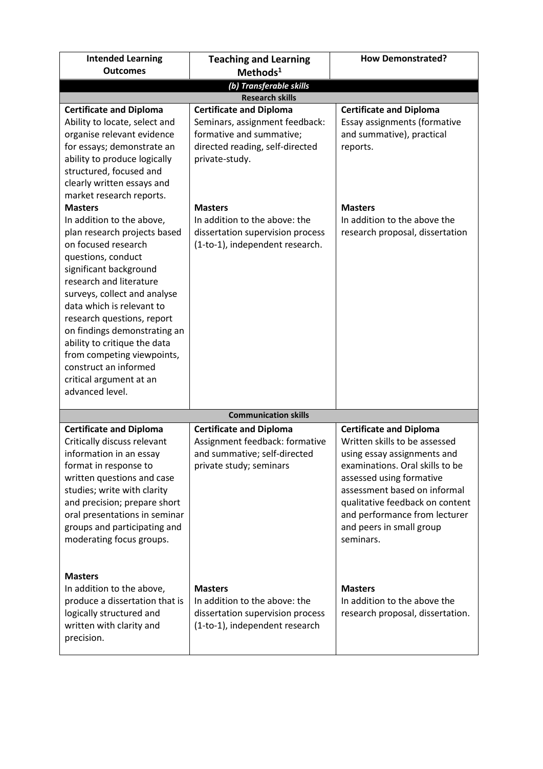| Intended Learning Outcomes | Teaching and Learning Methods[1] | How Demonstrated? |
|---|---|---|
| ***(b) Transferable skills*** | | |
| **Research skills** | | |
| **Certificate and Diploma**<br>Ability to locate, select and organise relevant evidence for essays; demonstrate an ability to produce logically structured, focused and clearly written essays and market research reports. | **Certificate and Diploma**<br>Seminars, assignment feedback: formative and summative; directed reading, self-directed private-study. | **Certificate and Diploma**<br>Essay assignments (formative and summative), practical reports. |
| **Masters**<br>In addition to the above, plan research projects based on focused research questions, conduct significant background research and literature surveys, collect and analyse data which is relevant to research questions, report on findings demonstrating an ability to critique the data from competing viewpoints, construct an informed critical argument at an advanced level. | **Masters**<br>In addition to the above: the dissertation supervision process (1-to-1), independent research. | **Masters**<br>In addition to the above the research proposal, dissertation |
| **Communication skills** | | |
| **Certificate and Diploma**<br>Critically discuss relevant information in an essay format in response to written questions and case studies; write with clarity and precision; prepare short oral presentations in seminar groups and participating and moderating focus groups. | **Certificate and Diploma**<br>Assignment feedback: formative and summative; self-directed private study; seminars | **Certificate and Diploma**<br>Written skills to be assessed using essay assignments and examinations. Oral skills to be assessed using formative assessment based on informal qualitative feedback on content and performance from lecturer and peers in small group seminars. |
| **Masters**<br>In addition to the above, produce a dissertation that is logically structured and written with clarity and precision. | **Masters**<br>In addition to the above: the dissertation supervision process (1-to-1), independent research | **Masters**<br>In addition to the above the research proposal, dissertation. |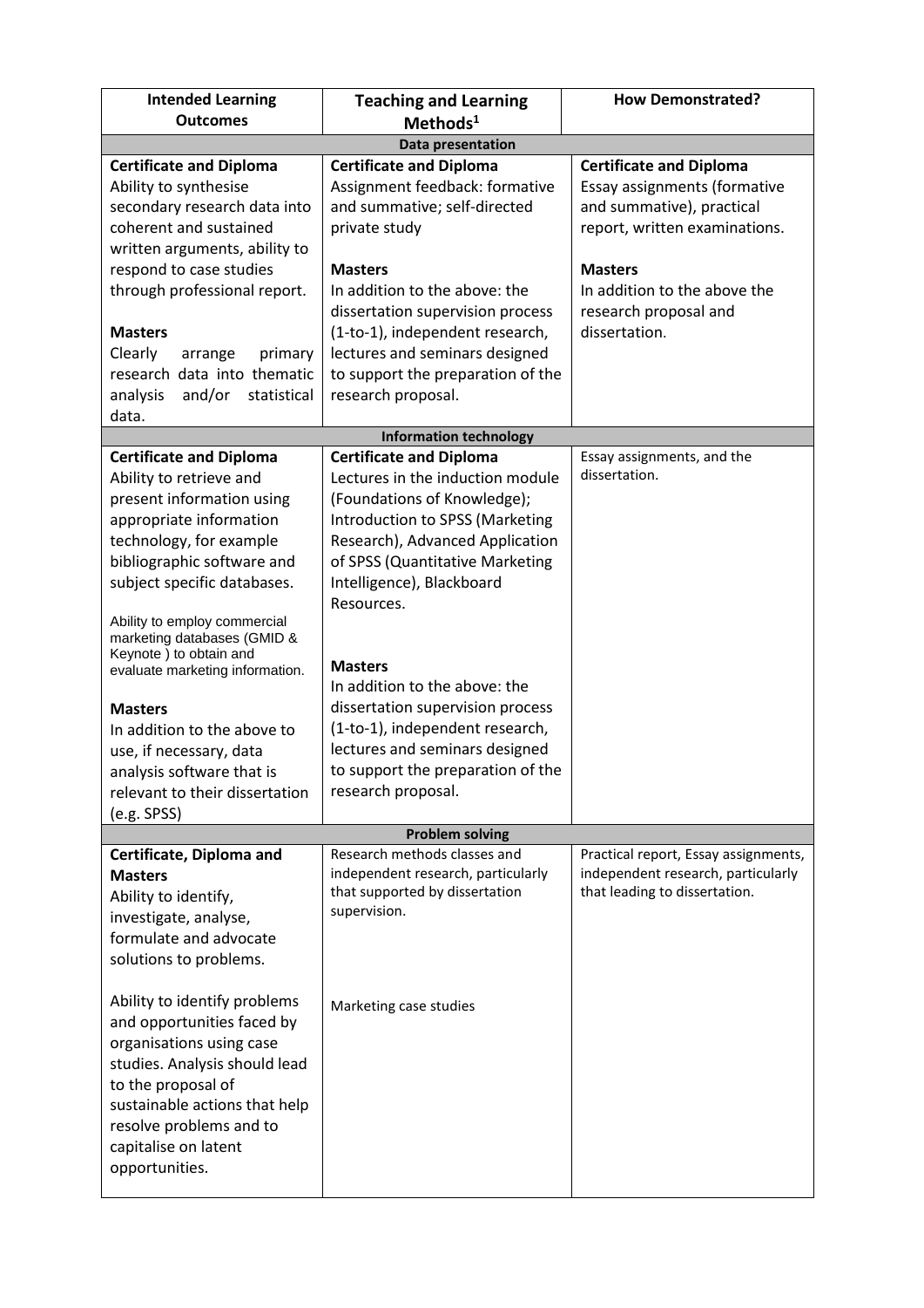| Intended Learning Outcomes | Teaching and Learning Methods[1] | How Demonstrated? |
|---|---|---|
| **Data presentation** | | |
| **Certificate and Diploma**<br>Ability to synthesise secondary research data into coherent and sustained written arguments, ability to respond to case studies through professional report.<br><br>**Masters**<br>Clearly arrange primary research data into thematic analysis and/or statistical data. | **Certificate and Diploma**<br>Assignment feedback: formative and summative; self-directed private study<br><br>**Masters**<br>In addition to the above: the dissertation supervision process (1-to-1), independent research, lectures and seminars designed to support the preparation of the research proposal. | **Certificate and Diploma**<br>Essay assignments (formative and summative), practical report, written examinations.<br><br>**Masters**<br>In addition to the above the research proposal and dissertation. |
| **Information technology** | | |
| **Certificate and Diploma**<br>Ability to retrieve and present information using appropriate information technology, for example bibliographic software and subject specific databases.<br><br>Ability to employ commercial marketing databases (GMID & Keynote ) to obtain and evaluate marketing information.<br><br>**Masters**<br>In addition to the above to use, if necessary, data analysis software that is relevant to their dissertation (e.g. SPSS) | **Certificate and Diploma**<br>Lectures in the induction module (Foundations of Knowledge); Introduction to SPSS (Marketing Research), Advanced Application of SPSS (Quantitative Marketing Intelligence), Blackboard Resources.<br><br>**Masters**<br>In addition to the above: the dissertation supervision process (1-to-1), independent research, lectures and seminars designed to support the preparation of the research proposal. | Essay assignments, and the dissertation. |
| **Problem solving** | | |
| **Certificate, Diploma and Masters**<br>Ability to identify, investigate, analyse, formulate and advocate solutions to problems.<br><br>Ability to identify problems and opportunities faced by organisations using case studies. Analysis should lead to the proposal of sustainable actions that help resolve problems and to capitalise on latent opportunities. | Research methods classes and independent research, particularly that supported by dissertation supervision.<br><br>Marketing case studies | Practical report, Essay assignments, independent research, particularly that leading to dissertation. |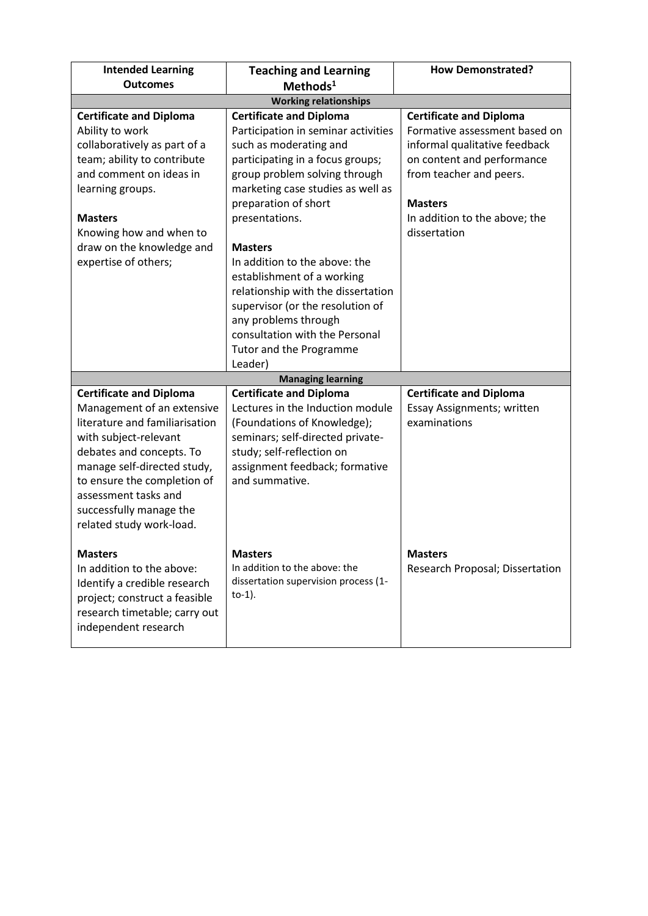| Intended Learning Outcomes | Teaching and Learning Methods[1] | How Demonstrated? |
|---|---|---|
| **Working relationships** | | |
| **Certificate and Diploma**<br>Ability to work collaboratively as part of a team; ability to contribute and comment on ideas in learning groups.<br><br>**Masters**<br>Knowing how and when to draw on the knowledge and expertise of others; | **Certificate and Diploma**<br>Participation in seminar activities such as moderating and participating in a focus groups; group problem solving through marketing case studies as well as preparation of short presentations.<br><br>**Masters**<br>In addition to the above: the establishment of a working relationship with the dissertation supervisor (or the resolution of any problems through consultation with the Personal Tutor and the Programme Leader) | **Certificate and Diploma**<br>Formative assessment based on informal qualitative feedback on content and performance from teacher and peers.<br><br>**Masters**<br>In addition to the above; the dissertation |
| **Managing learning** | | |
| **Certificate and Diploma**<br>Management of an extensive literature and familiarisation with subject-relevant debates and concepts. To manage self-directed study, to ensure the completion of assessment tasks and successfully manage the related study work-load. | **Certificate and Diploma**<br>Lectures in the Induction module (Foundations of Knowledge); seminars; self-directed private-study; self-reflection on assignment feedback; formative and summative. | **Certificate and Diploma**<br>Essay Assignments; written examinations |
| **Masters**<br>In addition to the above: Identify a credible research project; construct a feasible research timetable; carry out independent research | **Masters**<br>In addition to the above: the dissertation supervision process (1-to-1). | **Masters**<br>Research Proposal; Dissertation |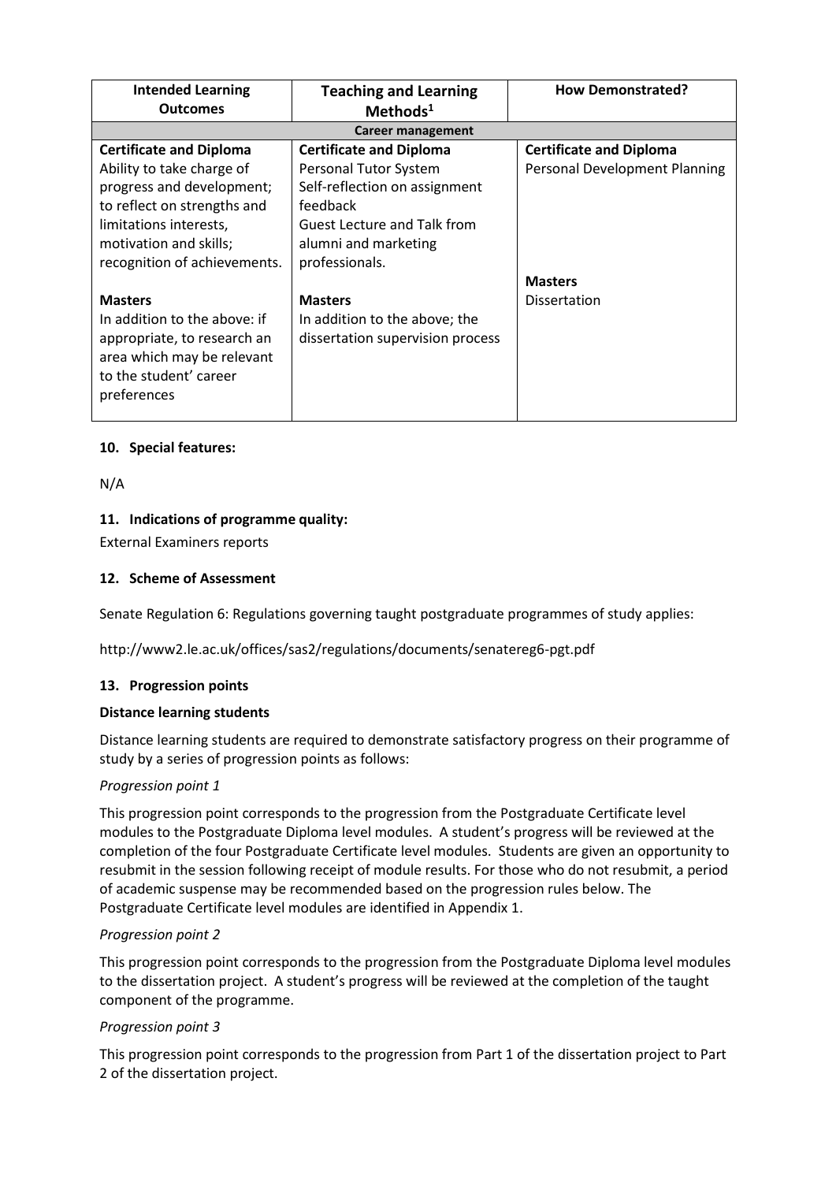| Intended Learning Outcomes | Teaching and Learning Methods[1] | How Demonstrated? |
|---|---|---|
| **Career management** | | |
| **Certificate and Diploma**<br>Ability to take charge of progress and development; to reflect on strengths and limitations interests, motivation and skills; recognition of achievements.<br><br>**Masters**<br>In addition to the above: if appropriate, to research an area which may be relevant to the student' career preferences | **Certificate and Diploma**<br>Personal Tutor System<br>Self-reflection on assignment feedback<br>Guest Lecture and Talk from alumni and marketing professionals.<br><br>**Masters**<br>In addition to the above; the dissertation supervision process | **Certificate and Diploma**<br>Personal Development Planning<br><br>**Masters**<br>Dissertation |

### 10. Special features:

N/A

### 11. Indications of programme quality:

External Examiners reports

### 12. Scheme of Assessment

Senate Regulation 6: Regulations governing taught postgraduate programmes of study applies:

http://www2.le.ac.uk/offices/sas2/regulations/documents/senatereg6-pgt.pdf

### 13. Progression points

**Distance learning students**

Distance learning students are required to demonstrate satisfactory progress on their programme of study by a series of progression points as follows:

*Progression point 1*

This progression point corresponds to the progression from the Postgraduate Certificate level modules to the Postgraduate Diploma level modules. A student's progress will be reviewed at the completion of the four Postgraduate Certificate level modules. Students are given an opportunity to resubmit in the session following receipt of module results. For those who do not resubmit, a period of academic suspense may be recommended based on the progression rules below. The Postgraduate Certificate level modules are identified in Appendix 1.

*Progression point 2*

This progression point corresponds to the progression from the Postgraduate Diploma level modules to the dissertation project. A student's progress will be reviewed at the completion of the taught component of the programme.

*Progression point 3*

This progression point corresponds to the progression from Part 1 of the dissertation project to Part 2 of the dissertation project.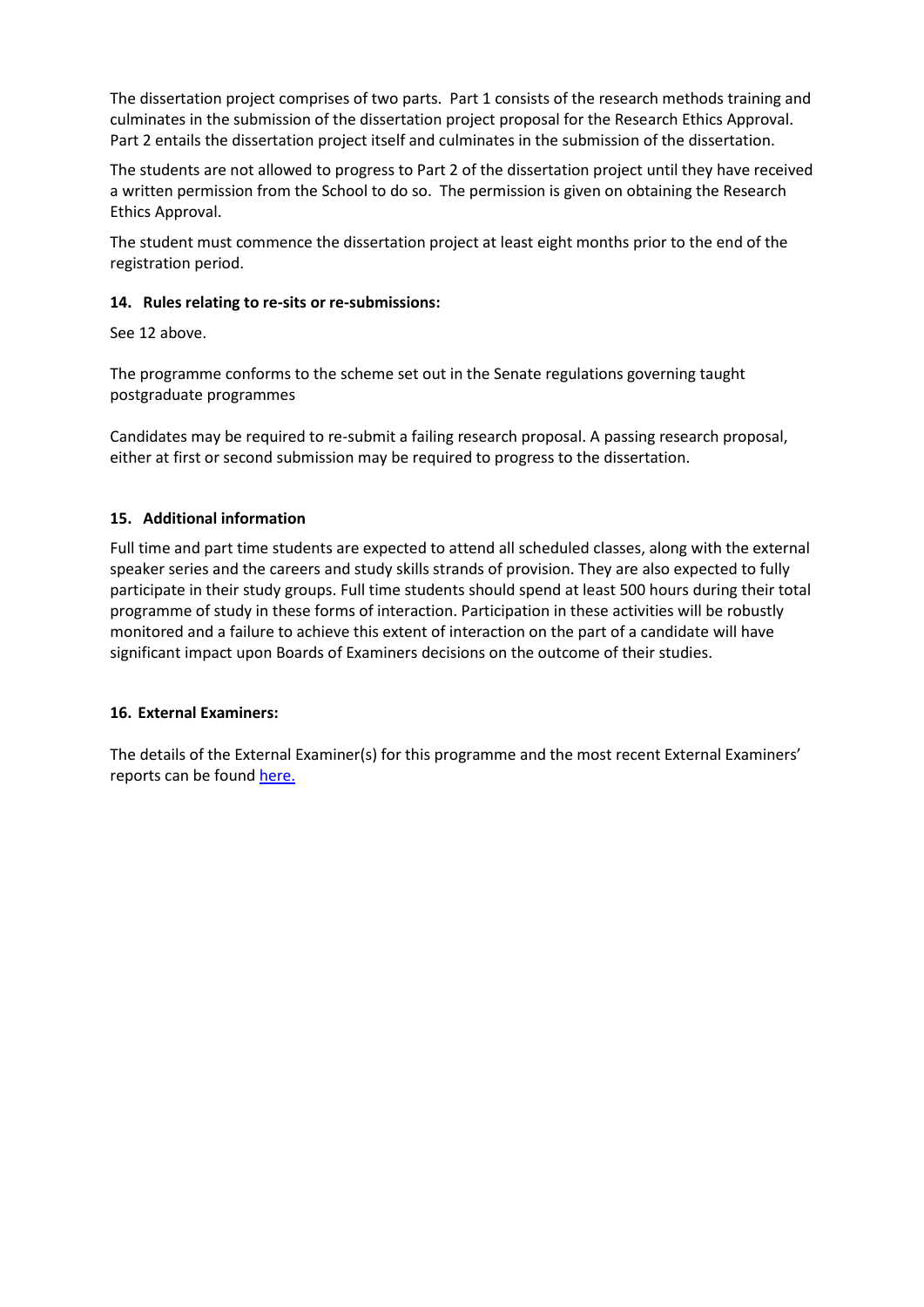The dissertation project comprises of two parts. Part 1 consists of the research methods training and culminates in the submission of the dissertation project proposal for the Research Ethics Approval. Part 2 entails the dissertation project itself and culminates in the submission of the dissertation.

The students are not allowed to progress to Part 2 of the dissertation project until they have received a written permission from the School to do so. The permission is given on obtaining the Research Ethics Approval.

The student must commence the dissertation project at least eight months prior to the end of the registration period.

### 14. Rules relating to re-sits or re-submissions:

See 12 above.

The programme conforms to the scheme set out in the Senate regulations governing taught postgraduate programmes

Candidates may be required to re-submit a failing research proposal. A passing research proposal, either at first or second submission may be required to progress to the dissertation.

### 15. Additional information

Full time and part time students are expected to attend all scheduled classes, along with the external speaker series and the careers and study skills strands of provision. They are also expected to fully participate in their study groups. Full time students should spend at least 500 hours during their total programme of study in these forms of interaction. Participation in these activities will be robustly monitored and a failure to achieve this extent of interaction on the part of a candidate will have significant impact upon Boards of Examiners decisions on the outcome of their studies.

### 16. External Examiners:

The details of the External Examiner(s) for this programme and the most recent External Examiners' reports can be found here.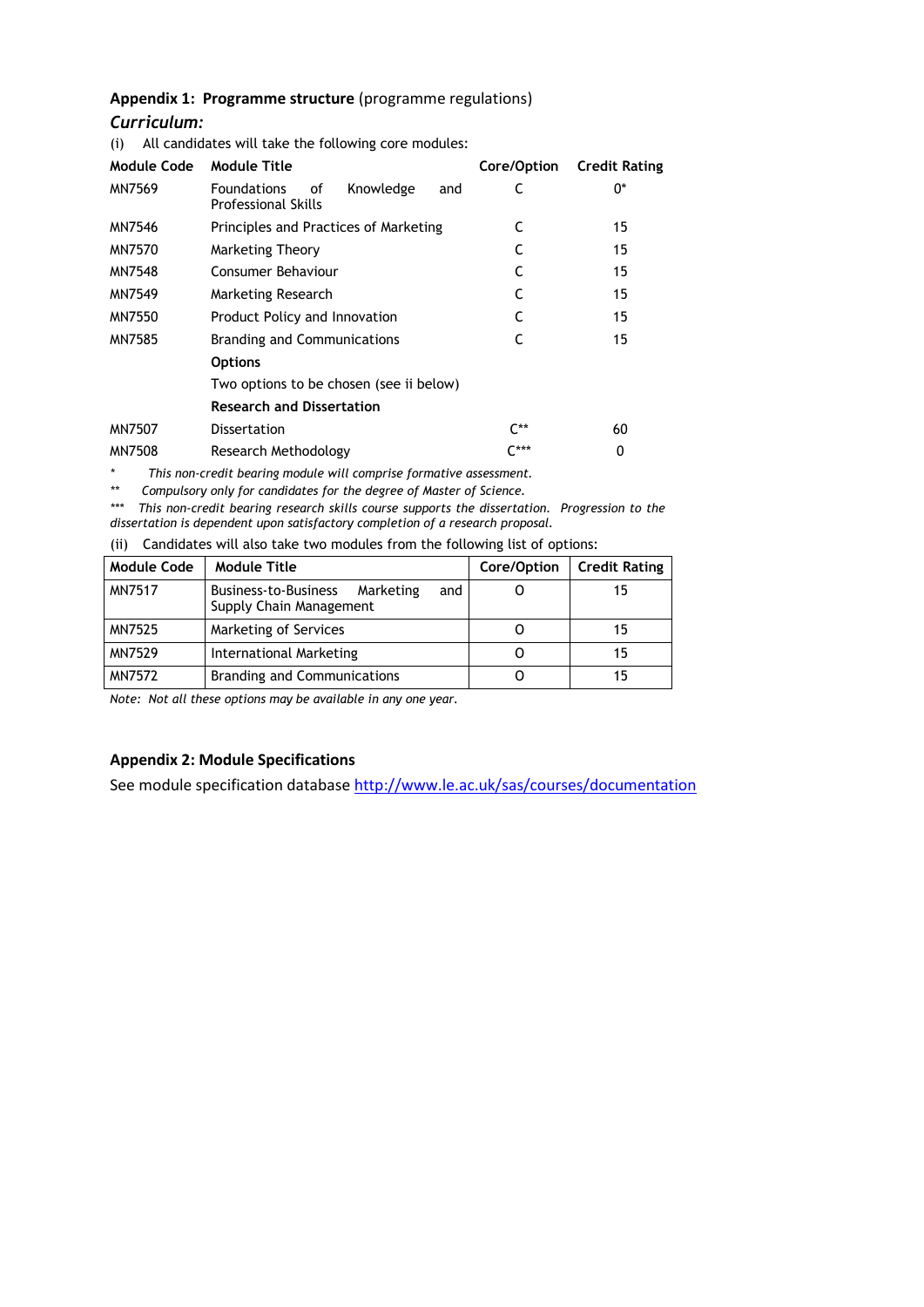**Appendix 1: Programme structure** (programme regulations)

***Curriculum:***

(i) All candidates will take the following core modules:

| Module Code | Module Title | Core/Option | Credit Rating |
|---|---|---|---|
| MN7569 | Foundations of Knowledge and Professional Skills | C | 0* |
| MN7546 | Principles and Practices of Marketing | C | 15 |
| MN7570 | Marketing Theory | C | 15 |
| MN7548 | Consumer Behaviour | C | 15 |
| MN7549 | Marketing Research | C | 15 |
| MN7550 | Product Policy and Innovation | C | 15 |
| MN7585 | Branding and Communications | C | 15 |
| | **Options** | | |
| | Two options to be chosen (see ii below) | | |
| | **Research and Dissertation** | | |
| MN7507 | Dissertation | C** | 60 |
| MN7508 | Research Methodology | C*** | 0 |

\* *This non-credit bearing module will comprise formative assessment.*

\** *Compulsory only for candidates for the degree of Master of Science.*

\*** *This non-credit bearing research skills course supports the dissertation. Progression to the dissertation is dependent upon satisfactory completion of a research proposal.*

(ii) Candidates will also take two modules from the following list of options:

| Module Code | Module Title | Core/Option | Credit Rating |
|---|---|---|---|
| MN7517 | Business-to-Business Marketing and Supply Chain Management | O | 15 |
| MN7525 | Marketing of Services | O | 15 |
| MN7529 | International Marketing | O | 15 |
| MN7572 | Branding and Communications | O | 15 |

*Note: Not all these options may be available in any one year.*

**Appendix 2: Module Specifications**

See module specification database http://www.le.ac.uk/sas/courses/documentation